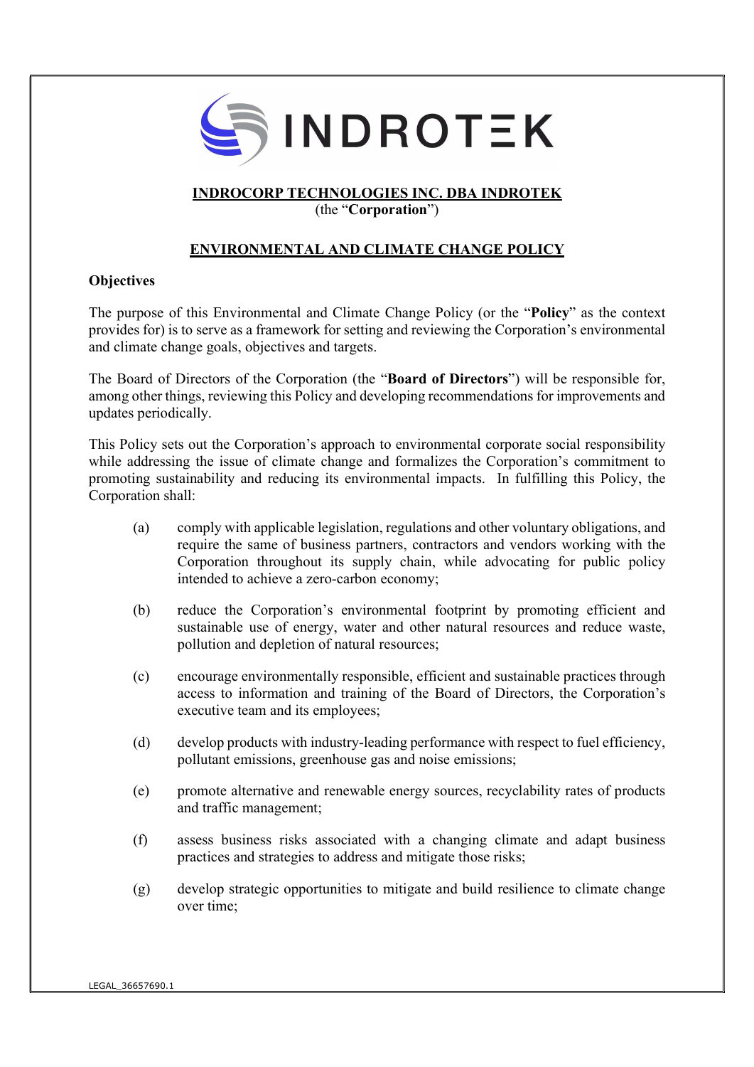INDROTEK

**INDROCORP TECHNOLOGIES INC. DBA INDROTEK**
(the "**Corporation**")

# ENVIRONMENTAL AND CLIMATE CHANGE POLICY

## Objectives

The purpose of this Environmental and Climate Change Policy (or the "**Policy**" as the context provides for) is to serve as a framework for setting and reviewing the Corporation's environmental and climate change goals, objectives and targets.

The Board of Directors of the Corporation (the "**Board of Directors**") will be responsible for, among other things, reviewing this Policy and developing recommendations for improvements and updates periodically.

This Policy sets out the Corporation's approach to environmental corporate social responsibility while addressing the issue of climate change and formalizes the Corporation's commitment to promoting sustainability and reducing its environmental impacts. In fulfilling this Policy, the Corporation shall:

(a) comply with applicable legislation, regulations and other voluntary obligations, and require the same of business partners, contractors and vendors working with the Corporation throughout its supply chain, while advocating for public policy intended to achieve a zero-carbon economy;

(b) reduce the Corporation's environmental footprint by promoting efficient and sustainable use of energy, water and other natural resources and reduce waste, pollution and depletion of natural resources;

(c) encourage environmentally responsible, efficient and sustainable practices through access to information and training of the Board of Directors, the Corporation's executive team and its employees;

(d) develop products with industry-leading performance with respect to fuel efficiency, pollutant emissions, greenhouse gas and noise emissions;

(e) promote alternative and renewable energy sources, recyclability rates of products and traffic management;

(f) assess business risks associated with a changing climate and adapt business practices and strategies to address and mitigate those risks;

(g) develop strategic opportunities to mitigate and build resilience to climate change over time;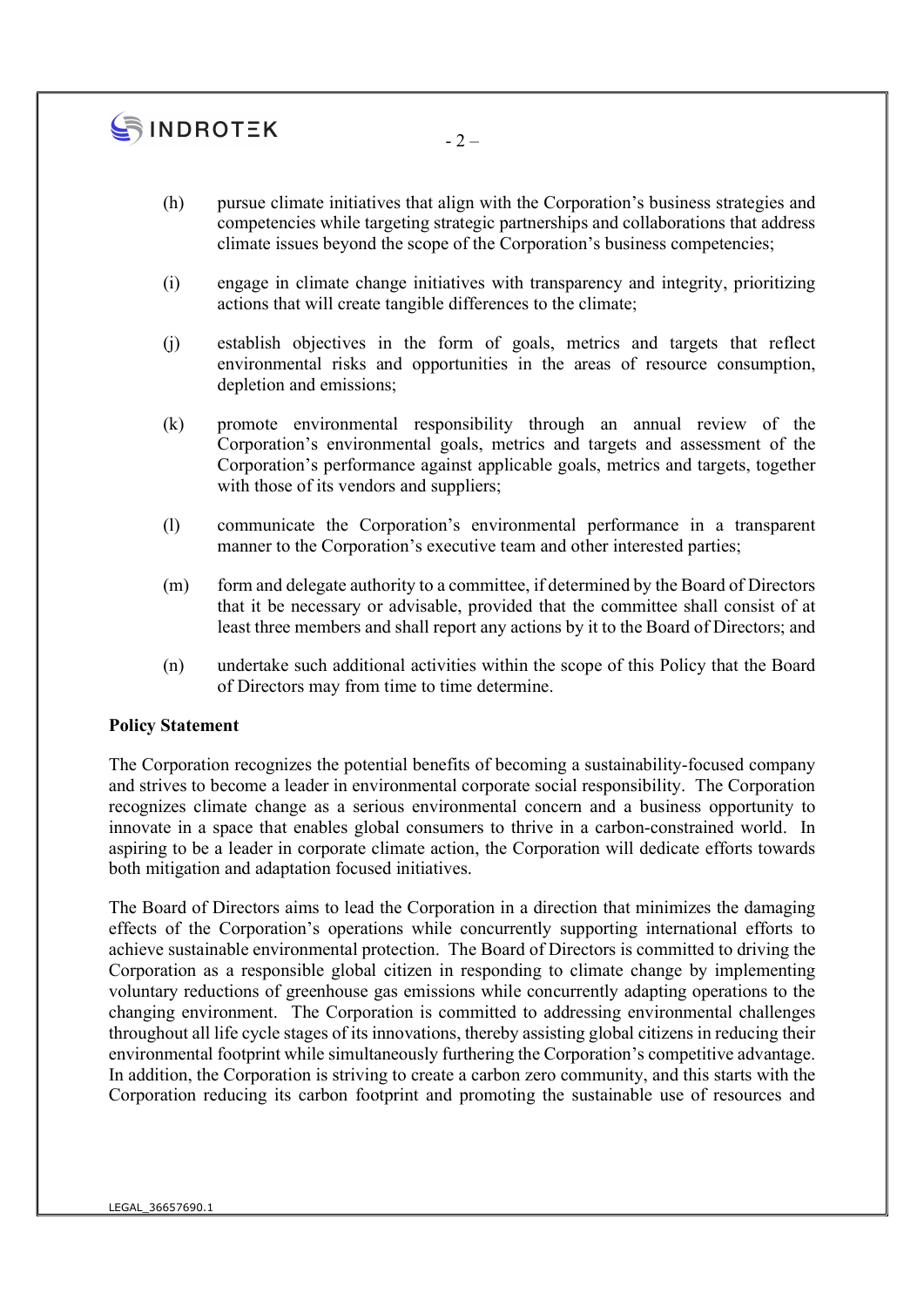(h) pursue climate initiatives that align with the Corporation's business strategies and competencies while targeting strategic partnerships and collaborations that address climate issues beyond the scope of the Corporation's business competencies;

(i) engage in climate change initiatives with transparency and integrity, prioritizing actions that will create tangible differences to the climate;

(j) establish objectives in the form of goals, metrics and targets that reflect environmental risks and opportunities in the areas of resource consumption, depletion and emissions;

(k) promote environmental responsibility through an annual review of the Corporation's environmental goals, metrics and targets and assessment of the Corporation's performance against applicable goals, metrics and targets, together with those of its vendors and suppliers;

(l) communicate the Corporation's environmental performance in a transparent manner to the Corporation's executive team and other interested parties;

(m) form and delegate authority to a committee, if determined by the Board of Directors that it be necessary or advisable, provided that the committee shall consist of at least three members and shall report any actions by it to the Board of Directors; and

(n) undertake such additional activities within the scope of this Policy that the Board of Directors may from time to time determine.

**Policy Statement**

The Corporation recognizes the potential benefits of becoming a sustainability-focused company and strives to become a leader in environmental corporate social responsibility. The Corporation recognizes climate change as a serious environmental concern and a business opportunity to innovate in a space that enables global consumers to thrive in a carbon-constrained world. In aspiring to be a leader in corporate climate action, the Corporation will dedicate efforts towards both mitigation and adaptation focused initiatives.

The Board of Directors aims to lead the Corporation in a direction that minimizes the damaging effects of the Corporation's operations while concurrently supporting international efforts to achieve sustainable environmental protection. The Board of Directors is committed to driving the Corporation as a responsible global citizen in responding to climate change by implementing voluntary reductions of greenhouse gas emissions while concurrently adapting operations to the changing environment. The Corporation is committed to addressing environmental challenges throughout all life cycle stages of its innovations, thereby assisting global citizens in reducing their environmental footprint while simultaneously furthering the Corporation's competitive advantage. In addition, the Corporation is striving to create a carbon zero community, and this starts with the Corporation reducing its carbon footprint and promoting the sustainable use of resources and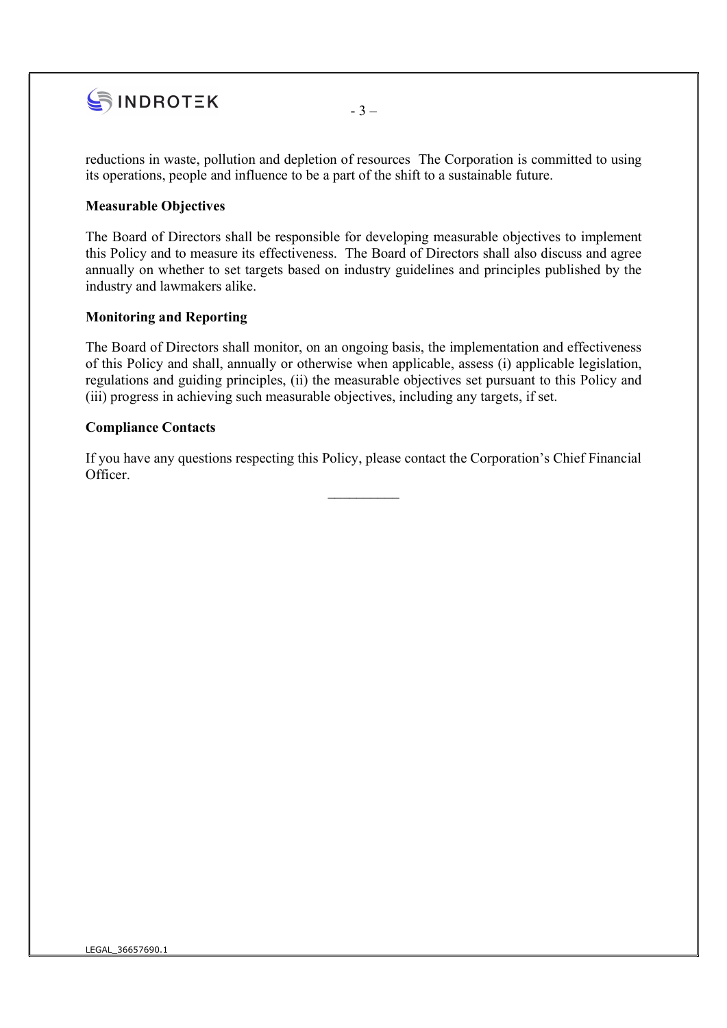reductions in waste, pollution and depletion of resources  The Corporation is committed to using its operations, people and influence to be a part of the shift to a sustainable future.

**Measurable Objectives**

The Board of Directors shall be responsible for developing measurable objectives to implement this Policy and to measure its effectiveness.  The Board of Directors shall also discuss and agree annually on whether to set targets based on industry guidelines and principles published by the industry and lawmakers alike.

**Monitoring and Reporting**

The Board of Directors shall monitor, on an ongoing basis, the implementation and effectiveness of this Policy and shall, annually or otherwise when applicable, assess (i) applicable legislation, regulations and guiding principles, (ii) the measurable objectives set pursuant to this Policy and (iii) progress in achieving such measurable objectives, including any targets, if set.

**Compliance Contacts**

If you have any questions respecting this Policy, please contact the Corporation's Chief Financial Officer.

__________